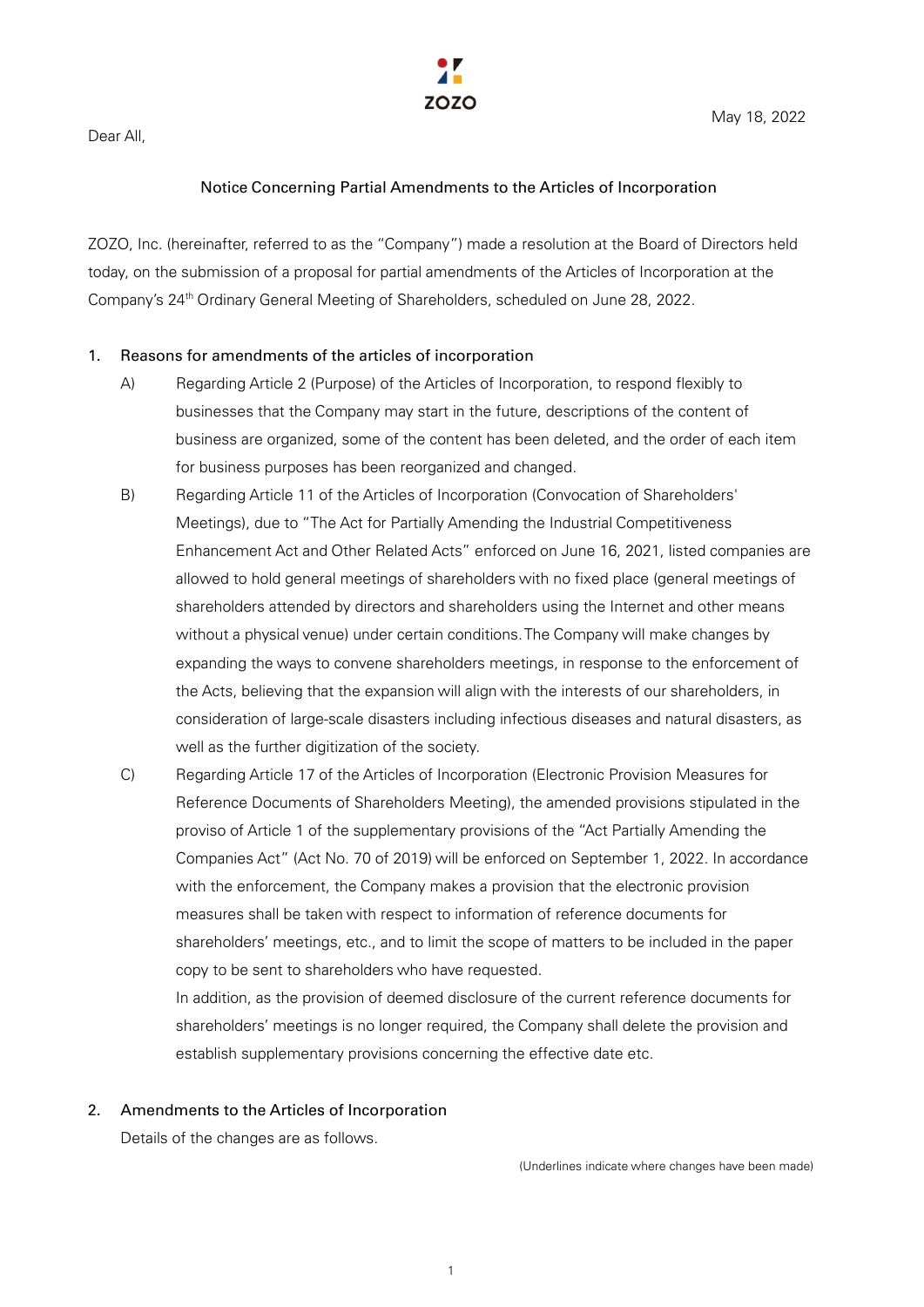May 18, 2022

Dear All,

## Notice Concerning Partial Amendments to the Articles of Incorporation

ZOZO, Inc. (hereinafter, referred to as the "Company") made a resolution at the Board of Directors held today, on the submission of a proposal for partial amendments of the Articles of Incorporation at the Company's 24th Ordinary General Meeting of Shareholders, scheduled on June 28, 2022.

### 1. Reasons for amendments of the articles of incorporation

A) Regarding Article 2 (Purpose) of the Articles of Incorporation, to respond flexibly to businesses that the Company may start in the future, descriptions of the content of business are organized, some of the content has been deleted, and the order of each item for business purposes has been reorganized and changed.

B) Regarding Article 11 of the Articles of Incorporation (Convocation of Shareholders' Meetings), due to "The Act for Partially Amending the Industrial Competitiveness Enhancement Act and Other Related Acts" enforced on June 16, 2021, listed companies are allowed to hold general meetings of shareholders with no fixed place (general meetings of shareholders attended by directors and shareholders using the Internet and other means without a physical venue) under certain conditions. The Company will make changes by expanding the ways to convene shareholders meetings, in response to the enforcement of the Acts, believing that the expansion will align with the interests of our shareholders, in consideration of large-scale disasters including infectious diseases and natural disasters, as well as the further digitization of the society.

C) Regarding Article 17 of the Articles of Incorporation (Electronic Provision Measures for Reference Documents of Shareholders Meeting), the amended provisions stipulated in the proviso of Article 1 of the supplementary provisions of the "Act Partially Amending the Companies Act" (Act No. 70 of 2019) will be enforced on September 1, 2022. In accordance with the enforcement, the Company makes a provision that the electronic provision measures shall be taken with respect to information of reference documents for shareholders' meetings, etc., and to limit the scope of matters to be included in the paper copy to be sent to shareholders who have requested.
In addition, as the provision of deemed disclosure of the current reference documents for shareholders' meetings is no longer required, the Company shall delete the provision and establish supplementary provisions concerning the effective date etc.

### 2. Amendments to the Articles of Incorporation

Details of the changes are as follows.

(Underlines indicate where changes have been made)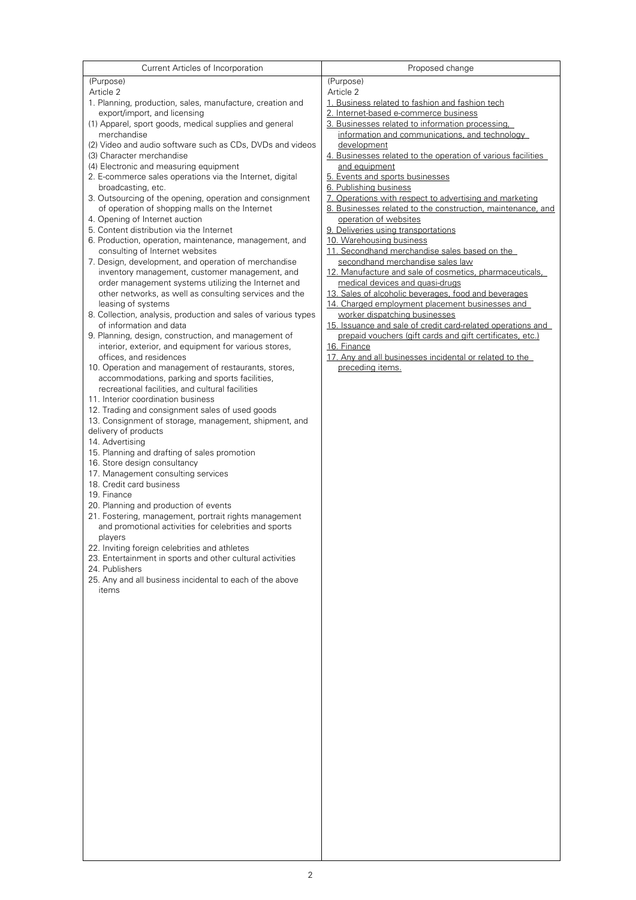| Current Articles of Incorporation | Proposed change |
|---|---|
| (Purpose)<br>Article 2<br>1. Planning, production, sales, manufacture, creation and export/import, and licensing<br>(1) Apparel, sport goods, medical supplies and general merchandise<br>(2) Video and audio software such as CDs, DVDs and videos<br>(3) Character merchandise<br>(4) Electronic and measuring equipment<br>2. E-commerce sales operations via the Internet, digital broadcasting, etc.<br>3. Outsourcing of the opening, operation and consignment of operation of shopping malls on the Internet<br>4. Opening of Internet auction<br>5. Content distribution via the Internet<br>6. Production, operation, maintenance, management, and consulting of Internet websites<br>7. Design, development, and operation of merchandise inventory management, customer management, and order management systems utilizing the Internet and other networks, as well as consulting services and the leasing of systems<br>8. Collection, analysis, production and sales of various types of information and data<br>9. Planning, design, construction, and management of interior, exterior, and equipment for various stores, offices, and residences<br>10. Operation and management of restaurants, stores, accommodations, parking and sports facilities, recreational facilities, and cultural facilities<br>11. Interior coordination business<br>12. Trading and consignment sales of used goods<br>13. Consignment of storage, management, shipment, and delivery of products<br>14. Advertising<br>15. Planning and drafting of sales promotion<br>16. Store design consultancy<br>17. Management consulting services<br>18. Credit card business<br>19. Finance<br>20. Planning and production of events<br>21. Fostering, management, portrait rights management and promotional activities for celebrities and sports players<br>22. Inviting foreign celebrities and athletes<br>23. Entertainment in sports and other cultural activities<br>24. Publishers<br>25. Any and all business incidental to each of the above items | (Purpose)<br>Article 2<br>1. Business related to fashion and fashion tech<br>2. Internet-based e-commerce business<br>3. Businesses related to information processing, information and communications, and technology development<br>4. Businesses related to the operation of various facilities and equipment<br>5. Events and sports businesses<br>6. Publishing business<br>7. Operations with respect to advertising and marketing<br>8. Businesses related to the construction, maintenance, and operation of websites<br>9. Deliveries using transportations<br>10. Warehousing business<br>11. Secondhand merchandise sales based on the secondhand merchandise sales law<br>12. Manufacture and sale of cosmetics, pharmaceuticals, medical devices and quasi-drugs<br>13. Sales of alcoholic beverages, food and beverages<br>14. Charged employment placement businesses and worker dispatching businesses<br>15. Issuance and sale of credit card-related operations and prepaid vouchers (gift cards and gift certificates, etc.)<br>16. Finance<br>17. Any and all businesses incidental or related to the preceding items. |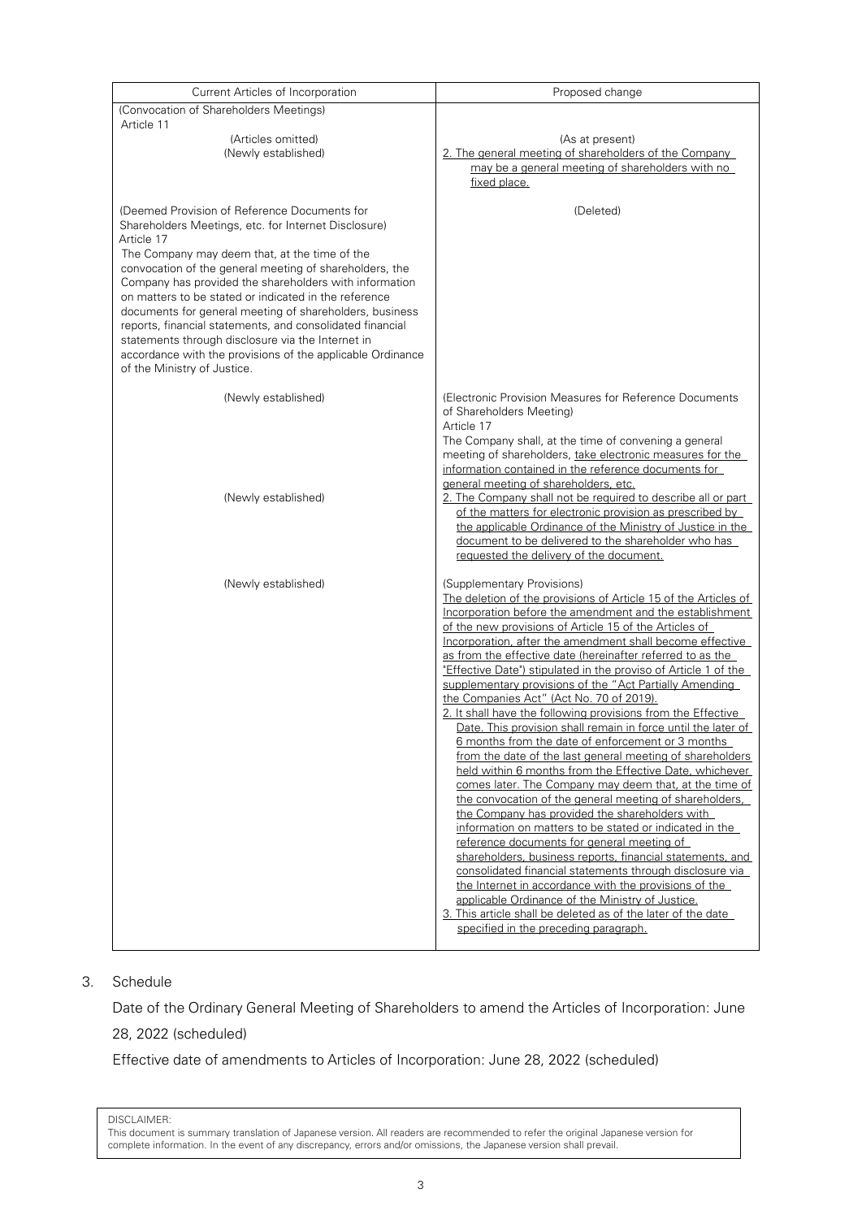| Current Articles of Incorporation | Proposed change |
|---|---|
| (Convocation of Shareholders Meetings)<br>Article 11<br>(Articles omitted)<br>(Newly established) | <br><br>(As at present)<br>2. The general meeting of shareholders of the Company may be a general meeting of shareholders with no fixed place. |
| (Deemed Provision of Reference Documents for Shareholders Meetings, etc. for Internet Disclosure)<br>Article 17<br>The Company may deem that, at the time of the convocation of the general meeting of shareholders, the Company has provided the shareholders with information on matters to be stated or indicated in the reference documents for general meeting of shareholders, business reports, financial statements, and consolidated financial statements through disclosure via the Internet in accordance with the provisions of the applicable Ordinance of the Ministry of Justice. | (Deleted) |
| (Newly established)<br><br><br><br><br>(Newly established) | (Electronic Provision Measures for Reference Documents of Shareholders Meeting)<br>Article 17<br>The Company shall, at the time of convening a general meeting of shareholders, take electronic measures for the information contained in the reference documents for general meeting of shareholders, etc.<br>2. The Company shall not be required to describe all or part of the matters for electronic provision as prescribed by the applicable Ordinance of the Ministry of Justice in the document to be delivered to the shareholder who has requested the delivery of the document. |
| (Newly established) | (Supplementary Provisions)<br>The deletion of the provisions of Article 15 of the Articles of Incorporation before the amendment and the establishment of the new provisions of Article 15 of the Articles of Incorporation, after the amendment shall become effective as from the effective date (hereinafter referred to as the "Effective Date") stipulated in the proviso of Article 1 of the supplementary provisions of the "Act Partially Amending the Companies Act" (Act No. 70 of 2019).<br>2. It shall have the following provisions from the Effective Date. This provision shall remain in force until the later of 6 months from the date of enforcement or 3 months from the date of the last general meeting of shareholders held within 6 months from the Effective Date, whichever comes later. The Company may deem that, at the time of the convocation of the general meeting of shareholders, the Company has provided the shareholders with information on matters to be stated or indicated in the reference documents for general meeting of shareholders, business reports, financial statements, and consolidated financial statements through disclosure via the Internet in accordance with the provisions of the applicable Ordinance of the Ministry of Justice.<br>3. This article shall be deleted as of the later of the date specified in the preceding paragraph. |

3. Schedule

Date of the Ordinary General Meeting of Shareholders to amend the Articles of Incorporation: June 28, 2022 (scheduled)

Effective date of amendments to Articles of Incorporation: June 28, 2022 (scheduled)

DISCLAIMER:
This document is summary translation of Japanese version. All readers are recommended to refer the original Japanese version for complete information. In the event of any discrepancy, errors and/or omissions, the Japanese version shall prevail.